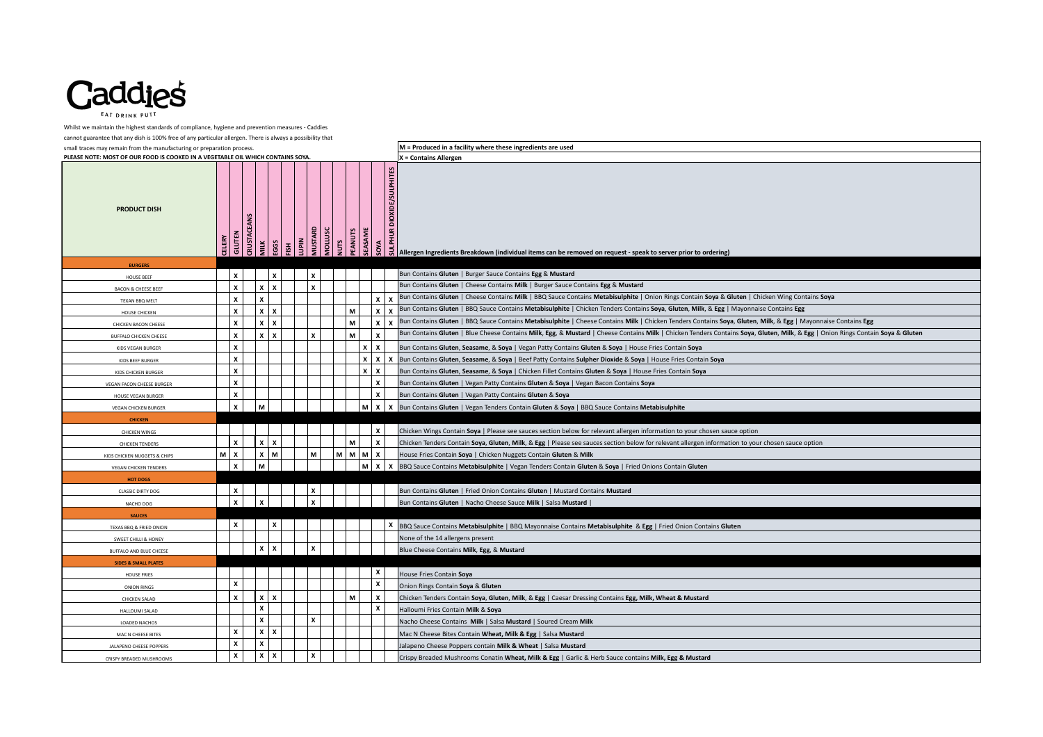# Caddies

EAT DRINK PUTT

Whilst we maintain the highest standards of compliance, hygiene and prevention measures - Caddies cannot guarantee that any dish is 100% free of any particular allergen. There is always a possibility that small traces may remain from the manufacturing or preparation process.

**PLEASE NOTE: MOST OF OUR FOOD IS COOKED IN A VEGETABLE OIL WHICH CONTAINS SOYA.**

**M = Produced in a facility where these ingredients are used**

**X = Contains Allergen**

| PRODUCT DISH | CELERY | GLUTEN | CRUSTACEANS | MILK | EGGS | FISH | LUPIN | MUSTARD | MOLLUSC | NUTS | PEANUTS | SEASAME | SOYA | SULPHUR DIOXIDE/SULPHITES | Allergen Ingredients Breakdown (individual items can be removed on request - speak to server prior to ordering) |
|---|---|---|---|---|---|---|---|---|---|---|---|---|---|---|---|
| **BURGERS** | | | | | | | | | | | | | | | |
| HOUSE BEEF | | X | | | X | | | X | | | | | | | Bun Contains **Gluten** \| Burger Sauce Contains **Egg** & **Mustard** |
| BACON & CHEESE BEEF | | X | | X | X | | | X | | | | | | | Bun Contains **Gluten** \| Cheese Contains **Milk** \| Burger Sauce Contains **Egg** & **Mustard** |
| TEXAN BBQ MELT | | X | | X | | | | | | | | | X | X | Bun Contains **Gluten** \| Cheese Contains **Milk** \| BBQ Sauce Contains **Metabisulphite** \| Onion Rings Contain **Soya** & **Gluten** \| Chicken Wing Contains **Soya** |
| HOUSE CHICKEN | | X | | X | X | | | | | | M | | X | X | Bun Contains **Gluten** \| BBQ Sauce Contains **Metabisulphite** \| Chicken Tenders Contains **Soya**, **Gluten**, **Milk**, & **Egg** \| Mayonnaise Contains **Egg** |
| CHICKEN BACON CHEESE | | X | | X | X | | | | | | M | | X | X | Bun Contains **Gluten** \| BBQ Sauce Contains **Metabisulphite** \| Cheese Contains **Milk** \| Chicken Tenders Contains **Soya**, **Gluten**, **Milk**, & **Egg** \| Mayonnaise Contains **Egg** |
| BUFFALO CHICKEN CHEESE | | X | | X | X | | | X | | | M | | X | | Bun Contains **Gluten** \| Blue Cheese Contains **Milk**, **Egg**, & **Mustard** \| Cheese Contains **Milk** \| Chicken Tenders Contains **Soya**, **Gluten**, **Milk**, & **Egg** \| Onion Rings Contain **Soya** & **Gluten** |
| KIDS VEGAN BURGER | | X | | | | | | | | | | X | X | | Bun Contains **Gluten**, **Seasame**, & **Soya** \| Vegan Patty Contains **Gluten** & **Soya** \| House Fries Contain **Soya** |
| KIDS BEEF BURGER | | X | | | | | | | | | | X | X | X | Bun Contains **Gluten**, **Seasame**, & **Soya** \| Beef Patty Contains **Sulpher Dioxide** & **Soya** \| House Fries Contain **Soya** |
| KIDS CHICKEN BURGER | | X | | | | | | | | | | X | X | | Bun Contains **Gluten**, **Seasame**, & **Soya** \| Chicken Fillet Contains **Gluten** & **Soya** \| House Fries Contain **Soya** |
| VEGAN FACON CHEESE BURGER | | X | | | | | | | | | | | X | | Bun Contains **Gluten** \| Vegan Patty Contains **Gluten** & **Soya** \| Vegan Bacon Contains **Soya** |
| HOUSE VEGAN BURGER | | X | | | | | | | | | | | X | | Bun Contains **Gluten** \| Vegan Patty Contains **Gluten** & **Soya** |
| VEGAN CHICKEN BURGER | | X | | M | | | | | | | | M | X | X | Bun Contains **Gluten** \| Vegan Tenders Contain **Gluten** & **Soya** \| BBQ Sauce Contains **Metabisulphite** |
| **CHICKEN** | | | | | | | | | | | | | | | |
| CHICKEN WINGS | | | | | | | | | | | | | X | | Chicken Wings Contain **Soya** \| Please see sauces section below for relevant allergen information to your chosen sauce option |
| CHICKEN TENDERS | | X | | X | X | | | | | | M | | X | | Chicken Tenders Contain **Soya**, **Gluten**, **Milk**, & **Egg** \| Please see sauces section below for relevant allergen information to your chosen sauce option |
| KIDS CHICKEN NUGGETS & CHIPS | M | X | | X | M | | | M | | M | M | M | X | | House Fries Contain **Soya** \| Chicken Nuggets Contain **Gluten** & **Milk** |
| VEGAN CHICKEN TENDERS | | X | | M | | | | | | | | M | X | X | BBQ Sauce Contains **Metabisulphite** \| Vegan Tenders Contain **Gluten** & **Soya** \| Fried Onions Contain **Gluten** |
| **HOT DOGS** | | | | | | | | | | | | | | | |
| CLASSIC DIRTY DOG | | X | | | | | | X | | | | | | | Bun Contains **Gluten** \| Fried Onion Contains **Gluten** \| Mustard Contains **Mustard** |
| NACHO DOG | | X | | X | | | | X | | | | | | | Bun Contains **Gluten** \| Nacho Cheese Sauce **Milk** \| Salsa **Mustard** \| |
| **SAUCES** | | | | | | | | | | | | | | | |
| TEXAS BBQ & FRIED ONION | | X | | | X | | | | | | | | | X | BBQ Sauce Contains **Metabisulphite** \| BBQ Mayonnaise Contains **Metabisulphite** & **Egg** \| Fried Onion Contains **Gluten** |
| SWEET CHILLI & HONEY | | | | | | | | | | | | | | | None of the 14 allergens present |
| BUFFALO AND BLUE CHEESE | | | | X | X | | | X | | | | | | | Blue Cheese Contains **Milk**, **Egg**, & **Mustard** |
| **SIDES & SMALL PLATES** | | | | | | | | | | | | | | | |
| HOUSE FRIES | | | | | | | | | | | | | X | | House Fries Contain **Soya** |
| ONION RINGS | | X | | | | | | | | | | | X | | Onion Rings Contain **Soya** & **Gluten** |
| CHICKEN SALAD | | X | | X | X | | | | | | M | | X | | Chicken Tenders Contain **Soya**, **Gluten**, **Milk**, & **Egg** \| Caesar Dressing Contains **Egg, Milk, Wheat & Mustard** |
| HALLOUMI SALAD | | | | X | | | | | | | | | X | | Halloumi Fries Contain **Milk** & **Soya** |
| LOADED NACHOS | | | | X | | | | X | | | | | | | Nacho Cheese Contains **Milk** \| Salsa **Mustard** \| Soured Cream **Milk** |
| MAC N CHEESE BITES | | X | | X | X | | | | | | | | | | Mac N Cheese Bites Contain **Wheat, Milk & Egg** \| Salsa **Mustard** |
| JALAPENO CHEESE POPPERS | | X | | X | | | | | | | | | | | Jalapeno Cheese Poppers contain **Milk & Wheat** \| Salsa **Mustard** |
| CRISPY BREADED MUSHROOMS | | X | | X | X | | | X | | | | | | | Crispy Breaded Mushrooms Conatin **Wheat, Milk & Egg** \| Garlic & Herb Sauce contains **Milk, Egg & Mustard** |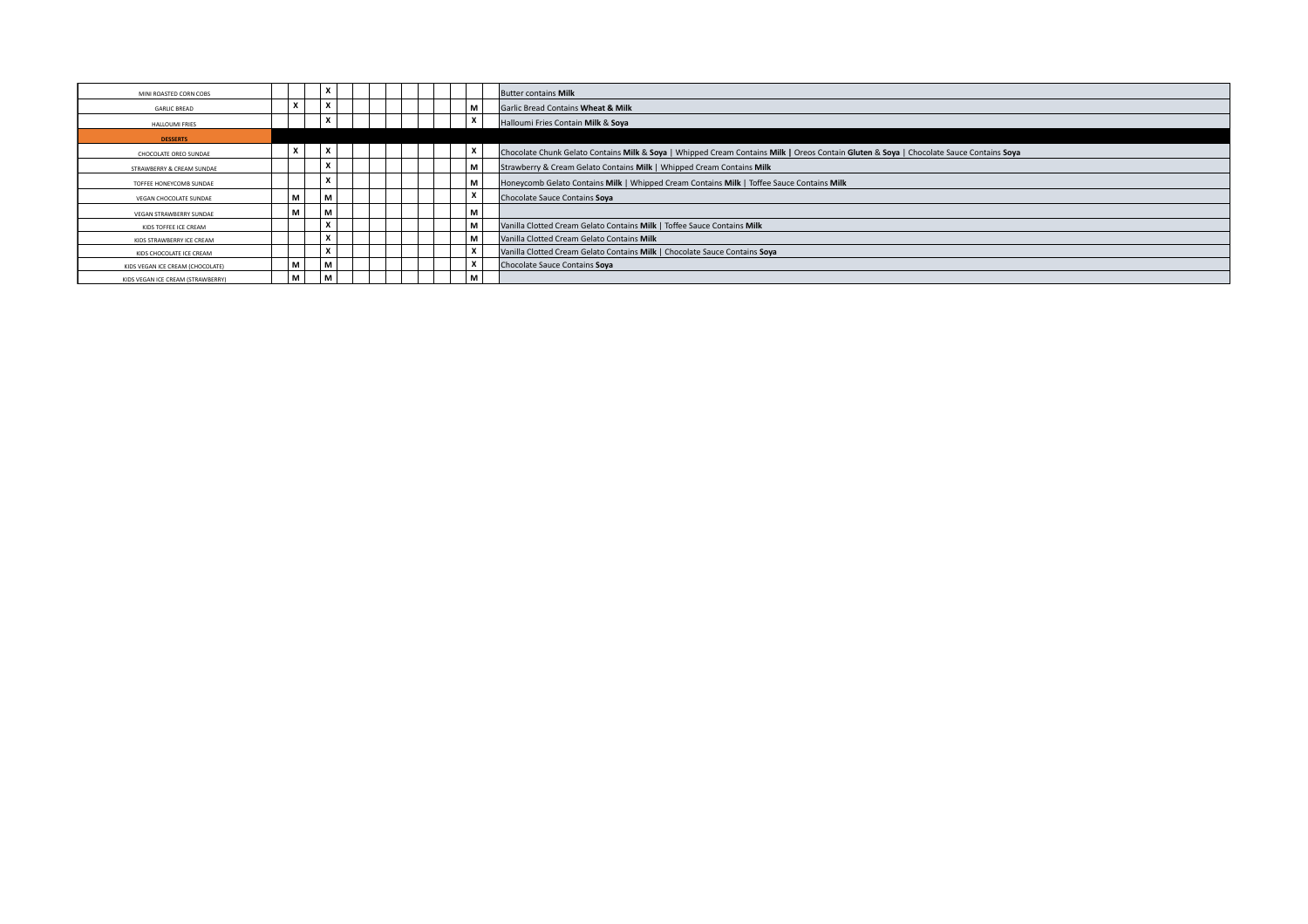| | | | | | | | | | | | | | | | |
|---|---|---|---|---|---|---|---|---|---|---|---|---|---|---|---|
| MINI ROASTED CORN COBS | | | | X | | | | | | | | | | | Butter contains **Milk** |
| GARLIC BREAD | | X | | X | | | | | | | | | M | | Garlic Bread Contains **Wheat & Milk** |
| HALLOUMI FRIES | | | | X | | | | | | | | | X | | Halloumi Fries Contain **Milk** & **Soya** |
| **DESSERTS** | | | | | | | | | | | | | | | |
| CHOCOLATE OREO SUNDAE | | X | | X | | | | | | | | | X | | Chocolate Chunk Gelato Contains **Milk** & **Soya** \| Whipped Cream Contains **Milk** \| Oreos Contain **Gluten** & **Soya** \| Chocolate Sauce Contains **Soya** |
| STRAWBERRY & CREAM SUNDAE | | | | X | | | | | | | | | M | | Strawberry & Cream Gelato Contains **Milk** \| Whipped Cream Contains **Milk** |
| TOFFEE HONEYCOMB SUNDAE | | | | X | | | | | | | | | M | | Honeycomb Gelato Contains **Milk** \| Whipped Cream Contains **Milk** \| Toffee Sauce Contains **Milk** |
| VEGAN CHOCOLATE SUNDAE | | M | | M | | | | | | | | | X | | Chocolate Sauce Contains **Soya** |
| VEGAN STRAWBERRY SUNDAE | | M | | M | | | | | | | | | M | | |
| KIDS TOFFEE ICE CREAM | | | | X | | | | | | | | | M | | Vanilla Clotted Cream Gelato Contains **Milk** \| Toffee Sauce Contains **Milk** |
| KIDS STRAWBERRY ICE CREAM | | | | X | | | | | | | | | M | | Vanilla Clotted Cream Gelato Contains **Milk** |
| KIDS CHOCOLATE ICE CREAM | | | | X | | | | | | | | | X | | Vanilla Clotted Cream Gelato Contains **Milk** \| Chocolate Sauce Contains **Soya** |
| KIDS VEGAN ICE CREAM (CHOCOLATE) | | M | | M | | | | | | | | | X | | Chocolate Sauce Contains **Soya** |
| KIDS VEGAN ICE CREAM (STRAWBERRY) | | M | | M | | | | | | | | | M | | |